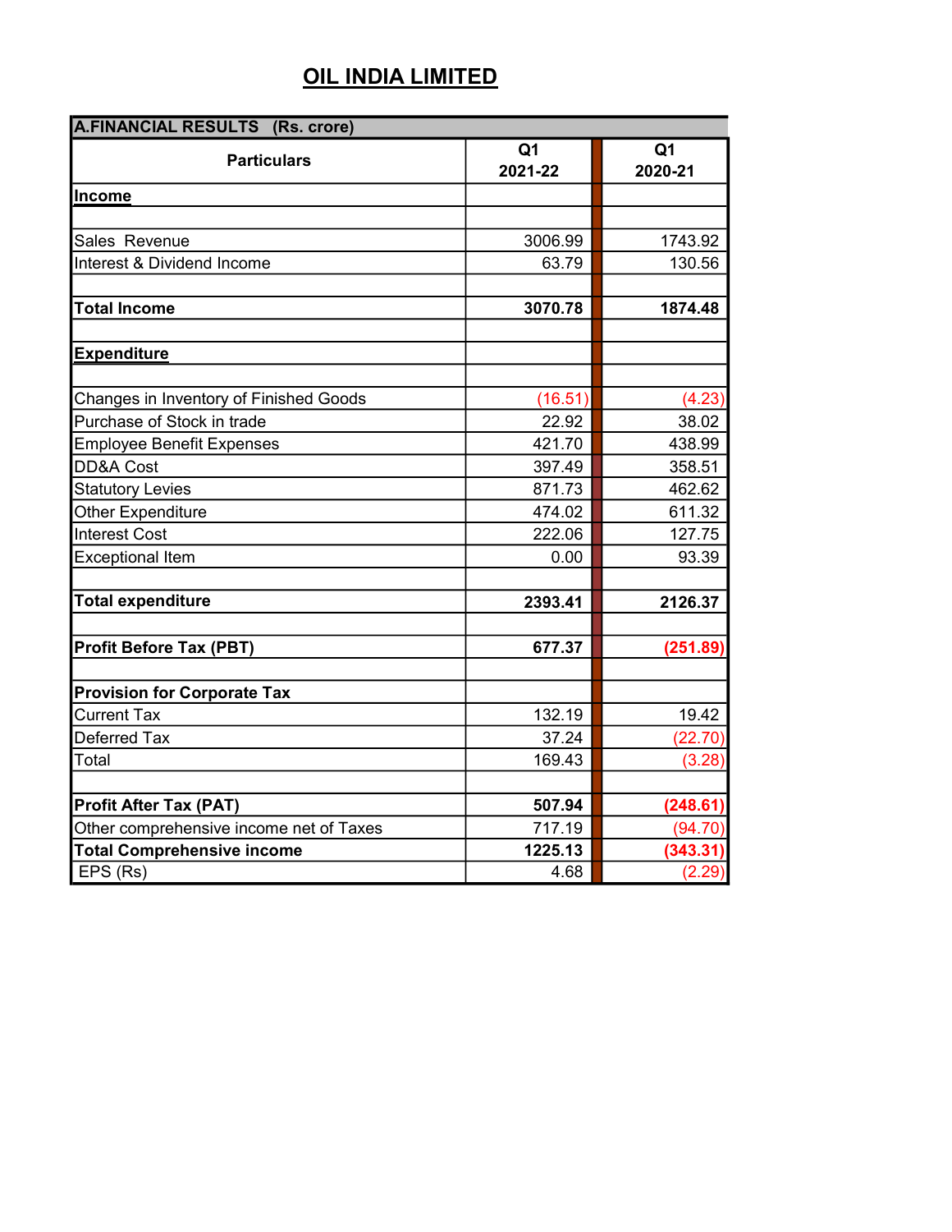# OIL INDIA LIMITED

| A.FINANCIAL RESULTS (Rs. crore) | | |
|---|---|---|
| **Particulars** | **Q1 2021-22** | **Q1 2020-21** |
| **Income** | | |
| | | |
| Sales Revenue | 3006.99 | 1743.92 |
| Interest & Dividend Income | 63.79 | 130.56 |
| | | |
| **Total Income** | **3070.78** | **1874.48** |
| | | |
| **Expenditure** | | |
| | | |
| Changes in Inventory of Finished Goods | (16.51) | (4.23) |
| Purchase of Stock in trade | 22.92 | 38.02 |
| Employee Benefit Expenses | 421.70 | 438.99 |
| DD&A Cost | 397.49 | 358.51 |
| Statutory Levies | 871.73 | 462.62 |
| Other Expenditure | 474.02 | 611.32 |
| Interest Cost | 222.06 | 127.75 |
| Exceptional Item | 0.00 | 93.39 |
| | | |
| **Total expenditure** | **2393.41** | **2126.37** |
| | | |
| **Profit Before Tax (PBT)** | **677.37** | **(251.89)** |
| | | |
| **Provision for Corporate Tax** | | |
| Current Tax | 132.19 | 19.42 |
| Deferred Tax | 37.24 | (22.70) |
| Total | 169.43 | (3.28) |
| | | |
| **Profit After Tax (PAT)** | **507.94** | **(248.61)** |
| Other comprehensive income net of Taxes | 717.19 | (94.70) |
| **Total Comprehensive income** | **1225.13** | **(343.31)** |
| EPS (Rs) | 4.68 | (2.29) |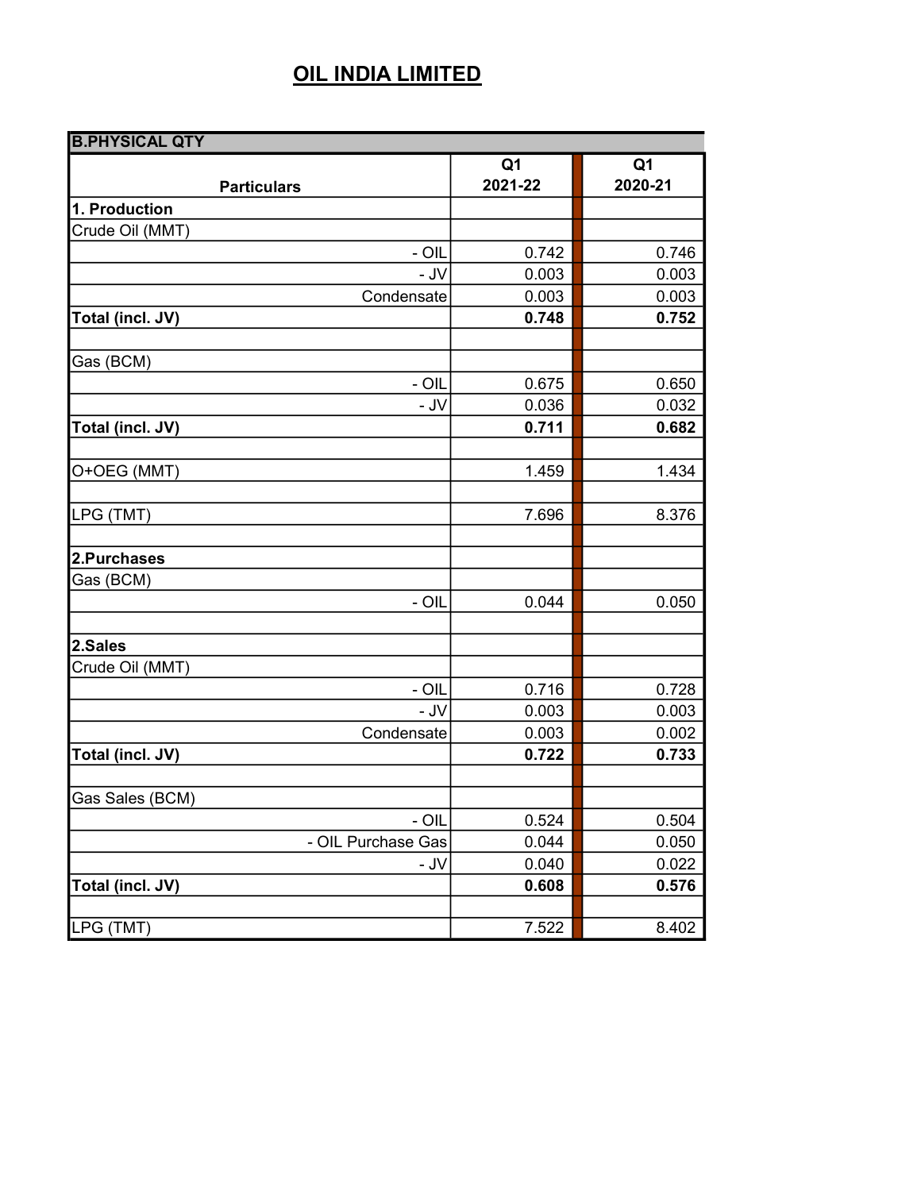# OIL INDIA LIMITED

| B.PHYSICAL QTY | | |
|---|---|---|
| **Particulars** | **Q1 2021-22** | **Q1 2020-21** |
| **1. Production** | | |
| Crude Oil (MMT) | | |
| - OIL | 0.742 | 0.746 |
| - JV | 0.003 | 0.003 |
| Condensate | 0.003 | 0.003 |
| **Total (incl. JV)** | **0.748** | **0.752** |
| | | |
| Gas (BCM) | | |
| - OIL | 0.675 | 0.650 |
| - JV | 0.036 | 0.032 |
| **Total (incl. JV)** | **0.711** | **0.682** |
| | | |
| O+OEG (MMT) | 1.459 | 1.434 |
| | | |
| LPG (TMT) | 7.696 | 8.376 |
| | | |
| **2.Purchases** | | |
| Gas (BCM) | | |
| - OIL | 0.044 | 0.050 |
| | | |
| **2.Sales** | | |
| Crude Oil (MMT) | | |
| - OIL | 0.716 | 0.728 |
| - JV | 0.003 | 0.003 |
| Condensate | 0.003 | 0.002 |
| **Total (incl. JV)** | **0.722** | **0.733** |
| | | |
| Gas Sales (BCM) | | |
| - OIL | 0.524 | 0.504 |
| - OIL Purchase Gas | 0.044 | 0.050 |
| - JV | 0.040 | 0.022 |
| **Total (incl. JV)** | **0.608** | **0.576** |
| | | |
| LPG (TMT) | 7.522 | 8.402 |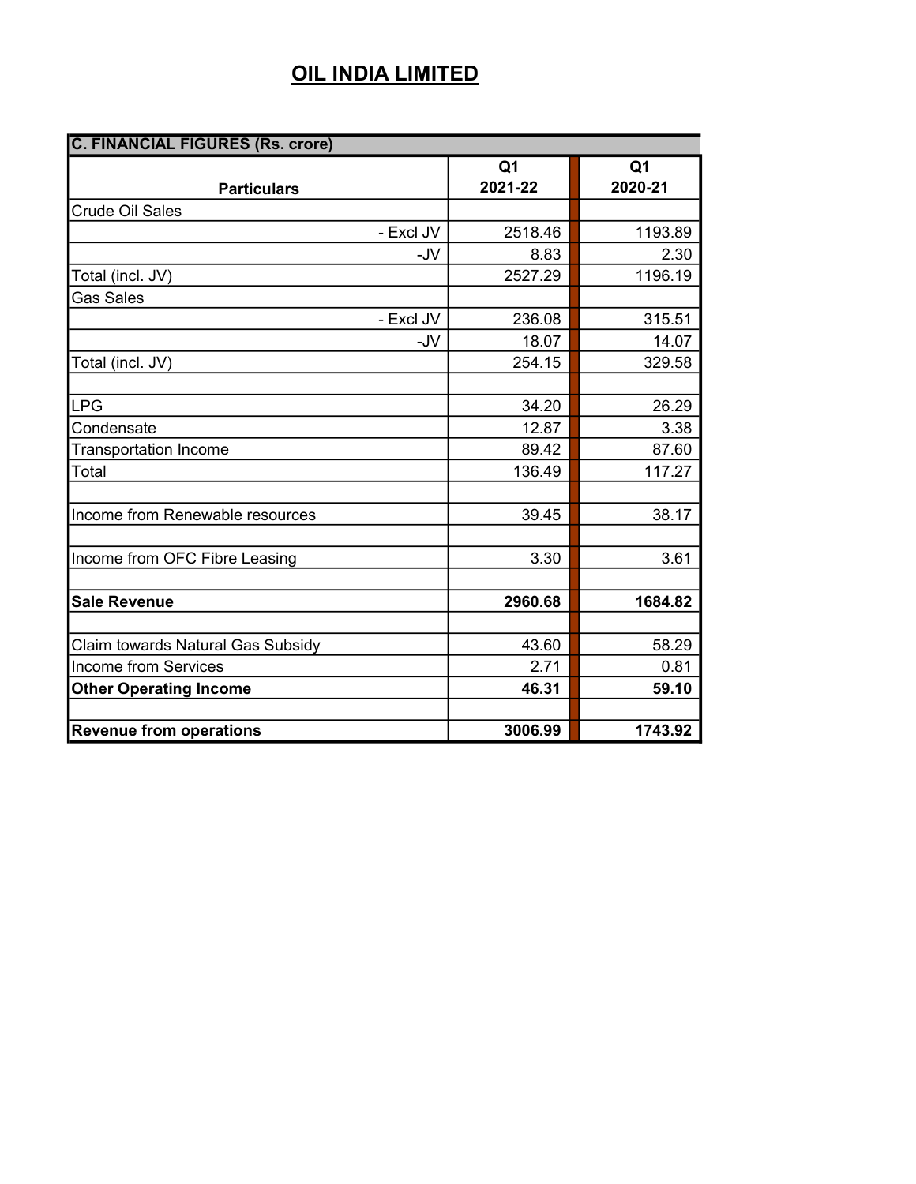# OIL INDIA LIMITED

| C. FINANCIAL FIGURES (Rs. crore) | | |
|---|---|---|
| **Particulars** | **Q1 2021-22** | **Q1 2020-21** |
| Crude Oil Sales | | |
| - Excl JV | 2518.46 | 1193.89 |
| -JV | 8.83 | 2.30 |
| Total (incl. JV) | 2527.29 | 1196.19 |
| Gas Sales | | |
| - Excl JV | 236.08 | 315.51 |
| -JV | 18.07 | 14.07 |
| Total (incl. JV) | 254.15 | 329.58 |
| | | |
| LPG | 34.20 | 26.29 |
| Condensate | 12.87 | 3.38 |
| Transportation Income | 89.42 | 87.60 |
| Total | 136.49 | 117.27 |
| | | |
| Income from Renewable resources | 39.45 | 38.17 |
| | | |
| Income from OFC Fibre Leasing | 3.30 | 3.61 |
| | | |
| **Sale Revenue** | **2960.68** | **1684.82** |
| | | |
| Claim towards Natural Gas Subsidy | 43.60 | 58.29 |
| Income from Services | 2.71 | 0.81 |
| **Other Operating Income** | **46.31** | **59.10** |
| | | |
| **Revenue from operations** | **3006.99** | **1743.92** |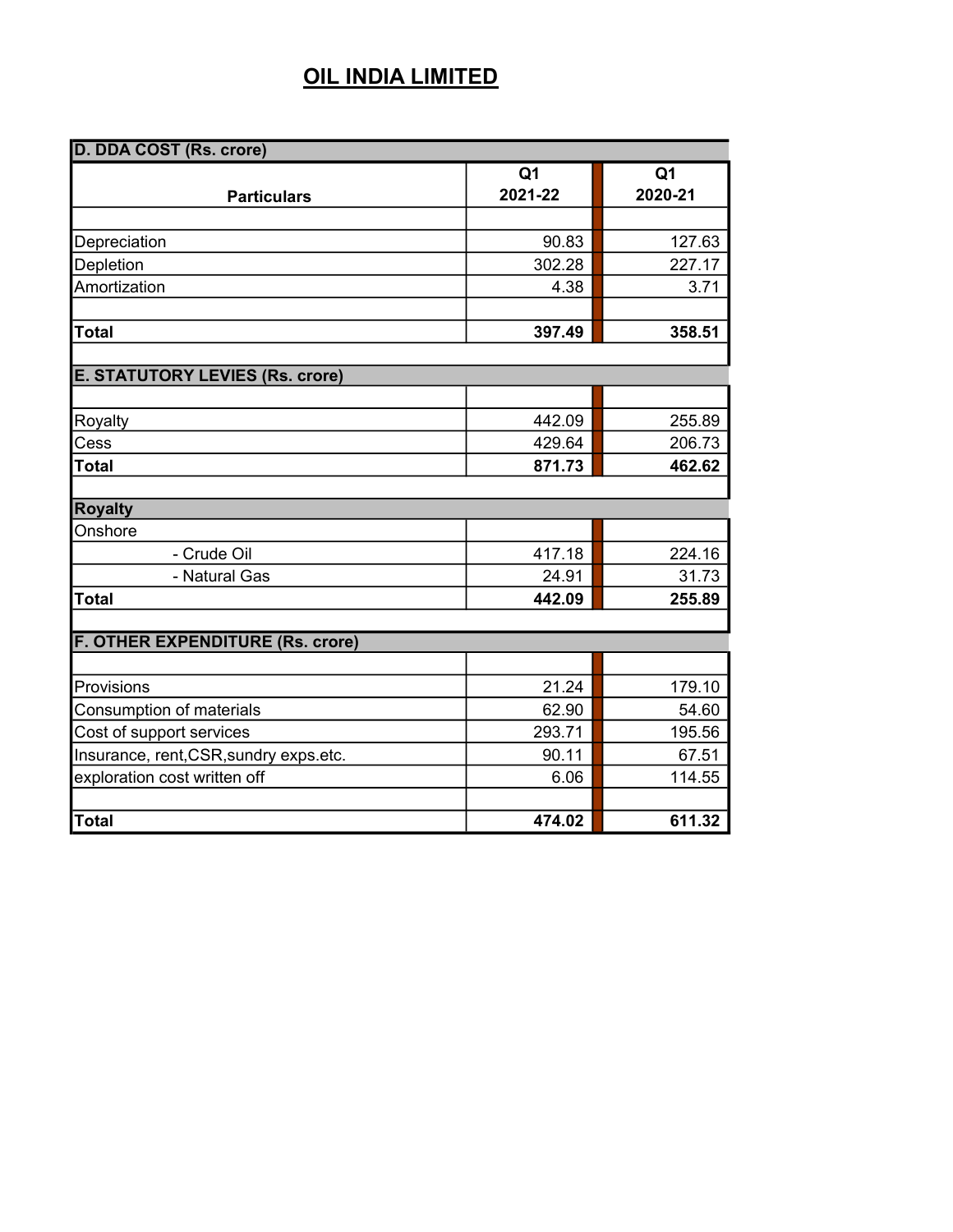# OIL INDIA LIMITED

| D. DDA COST (Rs. crore) | | |
|---|---|---|
| **Particulars** | **Q1 2021-22** | **Q1 2020-21** |
| | | |
| Depreciation | 90.83 | 127.63 |
| Depletion | 302.28 | 227.17 |
| Amortization | 4.38 | 3.71 |
| | | |
| **Total** | **397.49** | **358.51** |
| | | |
| **E. STATUTORY LEVIES (Rs. crore)** | | |
| | | |
| Royalty | 442.09 | 255.89 |
| Cess | 429.64 | 206.73 |
| **Total** | **871.73** | **462.62** |
| | | |
| **Royalty** | | |
| Onshore | | |
| - Crude Oil | 417.18 | 224.16 |
| - Natural Gas | 24.91 | 31.73 |
| **Total** | **442.09** | **255.89** |
| | | |
| **F. OTHER EXPENDITURE (Rs. crore)** | | |
| | | |
| Provisions | 21.24 | 179.10 |
| Consumption of materials | 62.90 | 54.60 |
| Cost of support services | 293.71 | 195.56 |
| Insurance, rent,CSR,sundry exps.etc. | 90.11 | 67.51 |
| exploration cost written off | 6.06 | 114.55 |
| | | |
| **Total** | **474.02** | **611.32** |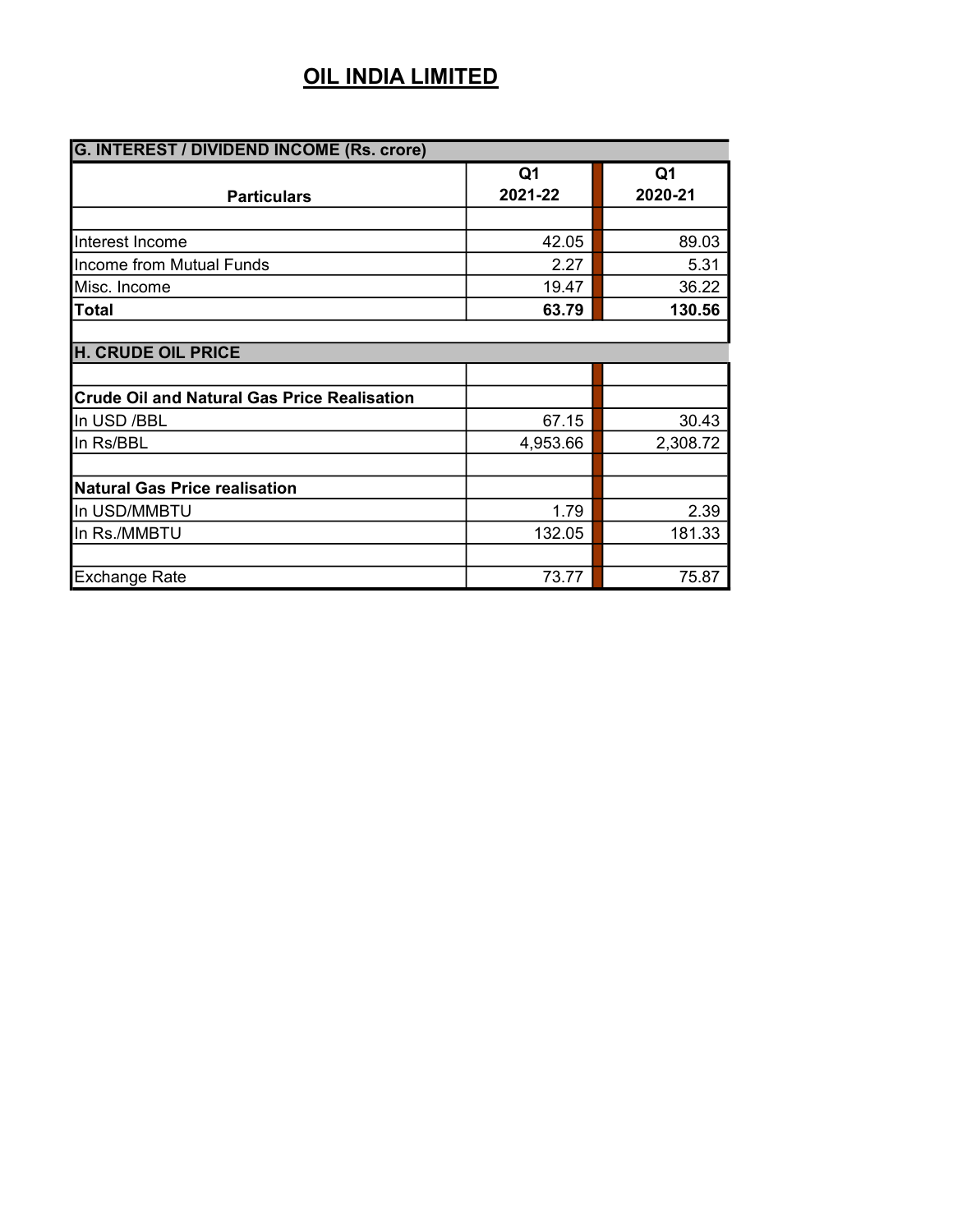# OIL INDIA LIMITED

| G. INTEREST / DIVIDEND INCOME (Rs. crore) | | |
|---|---|---|
| **Particulars** | **Q1 2021-22** | **Q1 2020-21** |
| | | |
| Interest Income | 42.05 | 89.03 |
| Income from Mutual Funds | 2.27 | 5.31 |
| Misc. Income | 19.47 | 36.22 |
| **Total** | **63.79** | **130.56** |
| | | |
| **H. CRUDE OIL PRICE** | | |
| | | |
| **Crude Oil and Natural Gas Price Realisation** | | |
| In USD /BBL | 67.15 | 30.43 |
| In Rs/BBL | 4,953.66 | 2,308.72 |
| | | |
| **Natural Gas Price realisation** | | |
| In USD/MMBTU | 1.79 | 2.39 |
| In Rs./MMBTU | 132.05 | 181.33 |
| | | |
| Exchange Rate | 73.77 | 75.87 |